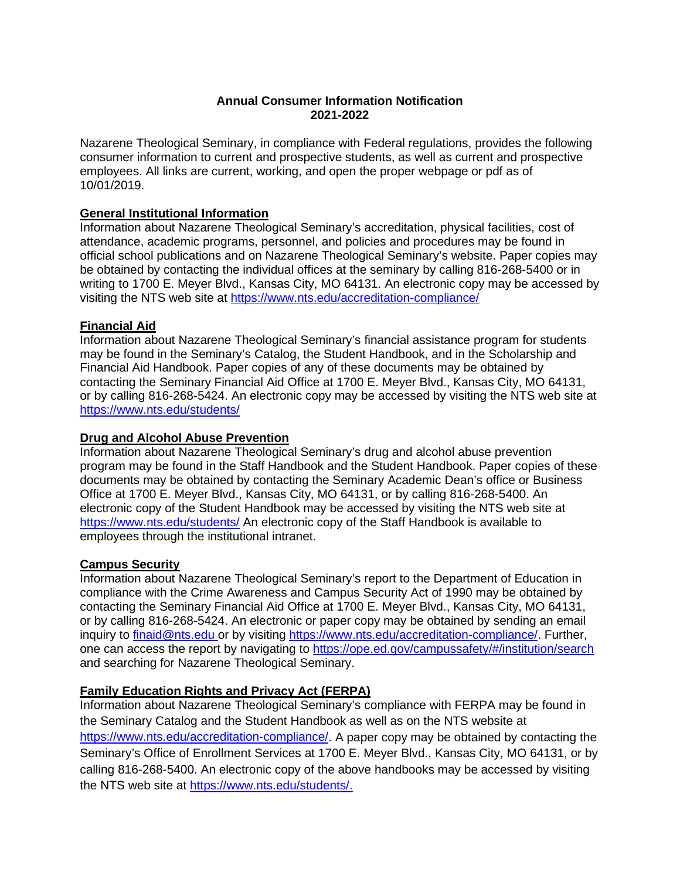# Annual Consumer Information Notification 2021-2022

Nazarene Theological Seminary, in compliance with Federal regulations, provides the following consumer information to current and prospective students, as well as current and prospective employees. All links are current, working, and open the proper webpage or pdf as of 10/01/2019.

## General Institutional Information

Information about Nazarene Theological Seminary's accreditation, physical facilities, cost of attendance, academic programs, personnel, and policies and procedures may be found in official school publications and on Nazarene Theological Seminary's website. Paper copies may be obtained by contacting the individual offices at the seminary by calling 816-268-5400 or in writing to 1700 E. Meyer Blvd., Kansas City, MO 64131. An electronic copy may be accessed by visiting the NTS web site at https://www.nts.edu/accreditation-compliance/

## Financial Aid

Information about Nazarene Theological Seminary's financial assistance program for students may be found in the Seminary's Catalog, the Student Handbook, and in the Scholarship and Financial Aid Handbook. Paper copies of any of these documents may be obtained by contacting the Seminary Financial Aid Office at 1700 E. Meyer Blvd., Kansas City, MO 64131, or by calling 816-268-5424. An electronic copy may be accessed by visiting the NTS web site at https://www.nts.edu/students/

## Drug and Alcohol Abuse Prevention

Information about Nazarene Theological Seminary's drug and alcohol abuse prevention program may be found in the Staff Handbook and the Student Handbook. Paper copies of these documents may be obtained by contacting the Seminary Academic Dean's office or Business Office at 1700 E. Meyer Blvd., Kansas City, MO 64131, or by calling 816-268-5400. An electronic copy of the Student Handbook may be accessed by visiting the NTS web site at https://www.nts.edu/students/ An electronic copy of the Staff Handbook is available to employees through the institutional intranet.

## Campus Security

Information about Nazarene Theological Seminary's report to the Department of Education in compliance with the Crime Awareness and Campus Security Act of 1990 may be obtained by contacting the Seminary Financial Aid Office at 1700 E. Meyer Blvd., Kansas City, MO 64131, or by calling 816-268-5424. An electronic or paper copy may be obtained by sending an email inquiry to finaid@nts.edu or by visiting https://www.nts.edu/accreditation-compliance/. Further, one can access the report by navigating to https://ope.ed.gov/campussafety/#/institution/search and searching for Nazarene Theological Seminary.

## Family Education Rights and Privacy Act (FERPA)

Information about Nazarene Theological Seminary's compliance with FERPA may be found in the Seminary Catalog and the Student Handbook as well as on the NTS website at https://www.nts.edu/accreditation-compliance/. A paper copy may be obtained by contacting the Seminary's Office of Enrollment Services at 1700 E. Meyer Blvd., Kansas City, MO 64131, or by calling 816-268-5400. An electronic copy of the above handbooks may be accessed by visiting the NTS web site at https://www.nts.edu/students/.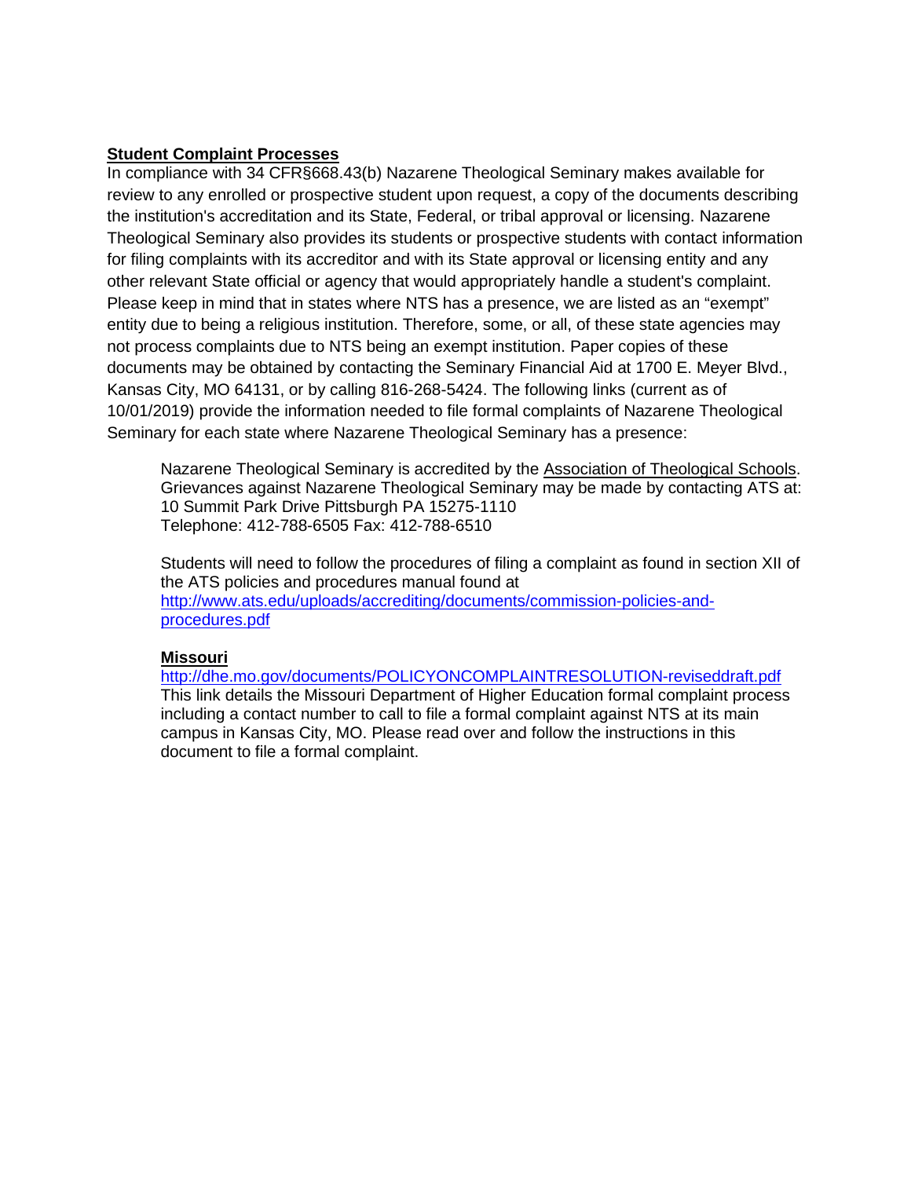**Student Complaint Processes**

In compliance with 34 CFR§668.43(b) Nazarene Theological Seminary makes available for review to any enrolled or prospective student upon request, a copy of the documents describing the institution's accreditation and its State, Federal, or tribal approval or licensing. Nazarene Theological Seminary also provides its students or prospective students with contact information for filing complaints with its accreditor and with its State approval or licensing entity and any other relevant State official or agency that would appropriately handle a student's complaint. Please keep in mind that in states where NTS has a presence, we are listed as an "exempt" entity due to being a religious institution. Therefore, some, or all, of these state agencies may not process complaints due to NTS being an exempt institution. Paper copies of these documents may be obtained by contacting the Seminary Financial Aid at 1700 E. Meyer Blvd., Kansas City, MO 64131, or by calling 816-268-5424. The following links (current as of 10/01/2019) provide the information needed to file formal complaints of Nazarene Theological Seminary for each state where Nazarene Theological Seminary has a presence:

> Nazarene Theological Seminary is accredited by the Association of Theological Schools. Grievances against Nazarene Theological Seminary may be made by contacting ATS at:
> 10 Summit Park Drive Pittsburgh PA 15275-1110
> Telephone: 412-788-6505 Fax: 412-788-6510
>
> Students will need to follow the procedures of filing a complaint as found in section XII of the ATS policies and procedures manual found at http://www.ats.edu/uploads/accrediting/documents/commission-policies-and-procedures.pdf
>
> **Missouri**
>
> http://dhe.mo.gov/documents/POLICYONCOMPLAINTRESOLUTION-reviseddraft.pdf
> This link details the Missouri Department of Higher Education formal complaint process including a contact number to call to file a formal complaint against NTS at its main campus in Kansas City, MO. Please read over and follow the instructions in this document to file a formal complaint.